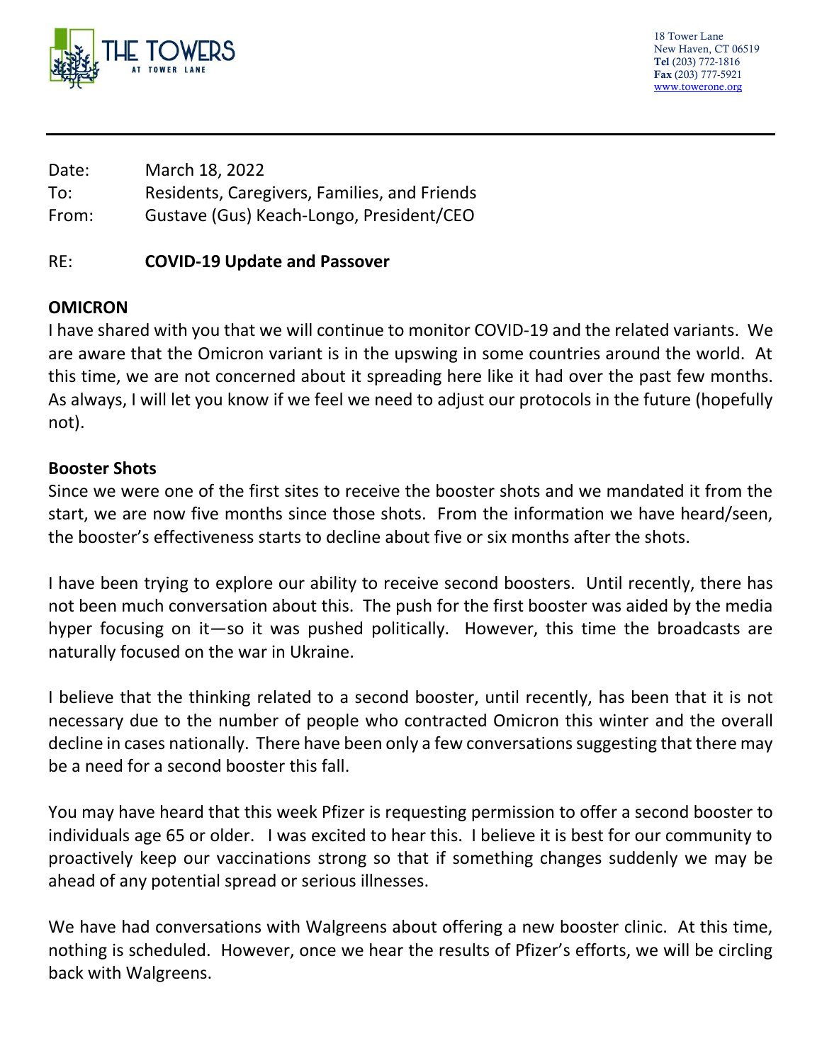THE TOWERS AT TOWER LANE

18 Tower Lane
New Haven, CT 06519
**Tel** (203) 772-1816
**Fax** (203) 777-5921
www.towerone.org

---

Date: March 18, 2022
To: Residents, Caregivers, Families, and Friends
From: Gustave (Gus) Keach-Longo, President/CEO

RE: **COVID-19 Update and Passover**

**OMICRON**

I have shared with you that we will continue to monitor COVID-19 and the related variants. We are aware that the Omicron variant is in the upswing in some countries around the world. At this time, we are not concerned about it spreading here like it had over the past few months. As always, I will let you know if we feel we need to adjust our protocols in the future (hopefully not).

**Booster Shots**

Since we were one of the first sites to receive the booster shots and we mandated it from the start, we are now five months since those shots. From the information we have heard/seen, the booster's effectiveness starts to decline about five or six months after the shots.

I have been trying to explore our ability to receive second boosters. Until recently, there has not been much conversation about this. The push for the first booster was aided by the media hyper focusing on it—so it was pushed politically. However, this time the broadcasts are naturally focused on the war in Ukraine.

I believe that the thinking related to a second booster, until recently, has been that it is not necessary due to the number of people who contracted Omicron this winter and the overall decline in cases nationally. There have been only a few conversations suggesting that there may be a need for a second booster this fall.

You may have heard that this week Pfizer is requesting permission to offer a second booster to individuals age 65 or older. I was excited to hear this. I believe it is best for our community to proactively keep our vaccinations strong so that if something changes suddenly we may be ahead of any potential spread or serious illnesses.

We have had conversations with Walgreens about offering a new booster clinic. At this time, nothing is scheduled. However, once we hear the results of Pfizer's efforts, we will be circling back with Walgreens.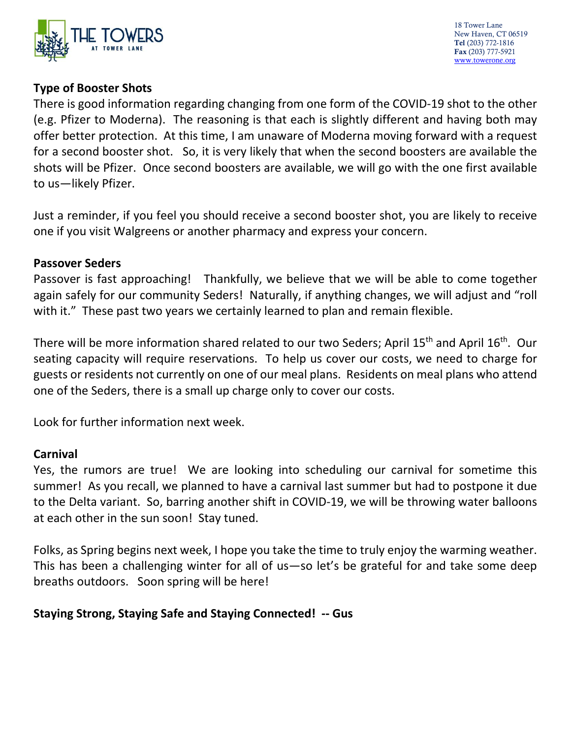**Type of Booster Shots**

There is good information regarding changing from one form of the COVID-19 shot to the other (e.g. Pfizer to Moderna). The reasoning is that each is slightly different and having both may offer better protection. At this time, I am unaware of Moderna moving forward with a request for a second booster shot. So, it is very likely that when the second boosters are available the shots will be Pfizer. Once second boosters are available, we will go with the one first available to us—likely Pfizer.

Just a reminder, if you feel you should receive a second booster shot, you are likely to receive one if you visit Walgreens or another pharmacy and express your concern.

**Passover Seders**

Passover is fast approaching! Thankfully, we believe that we will be able to come together again safely for our community Seders! Naturally, if anything changes, we will adjust and "roll with it." These past two years we certainly learned to plan and remain flexible.

There will be more information shared related to our two Seders; April 15th and April 16th. Our seating capacity will require reservations. To help us cover our costs, we need to charge for guests or residents not currently on one of our meal plans. Residents on meal plans who attend one of the Seders, there is a small up charge only to cover our costs.

Look for further information next week.

**Carnival**

Yes, the rumors are true! We are looking into scheduling our carnival for sometime this summer! As you recall, we planned to have a carnival last summer but had to postpone it due to the Delta variant. So, barring another shift in COVID-19, we will be throwing water balloons at each other in the sun soon! Stay tuned.

Folks, as Spring begins next week, I hope you take the time to truly enjoy the warming weather. This has been a challenging winter for all of us—so let's be grateful for and take some deep breaths outdoors. Soon spring will be here!

**Staying Strong, Staying Safe and Staying Connected! -- Gus**